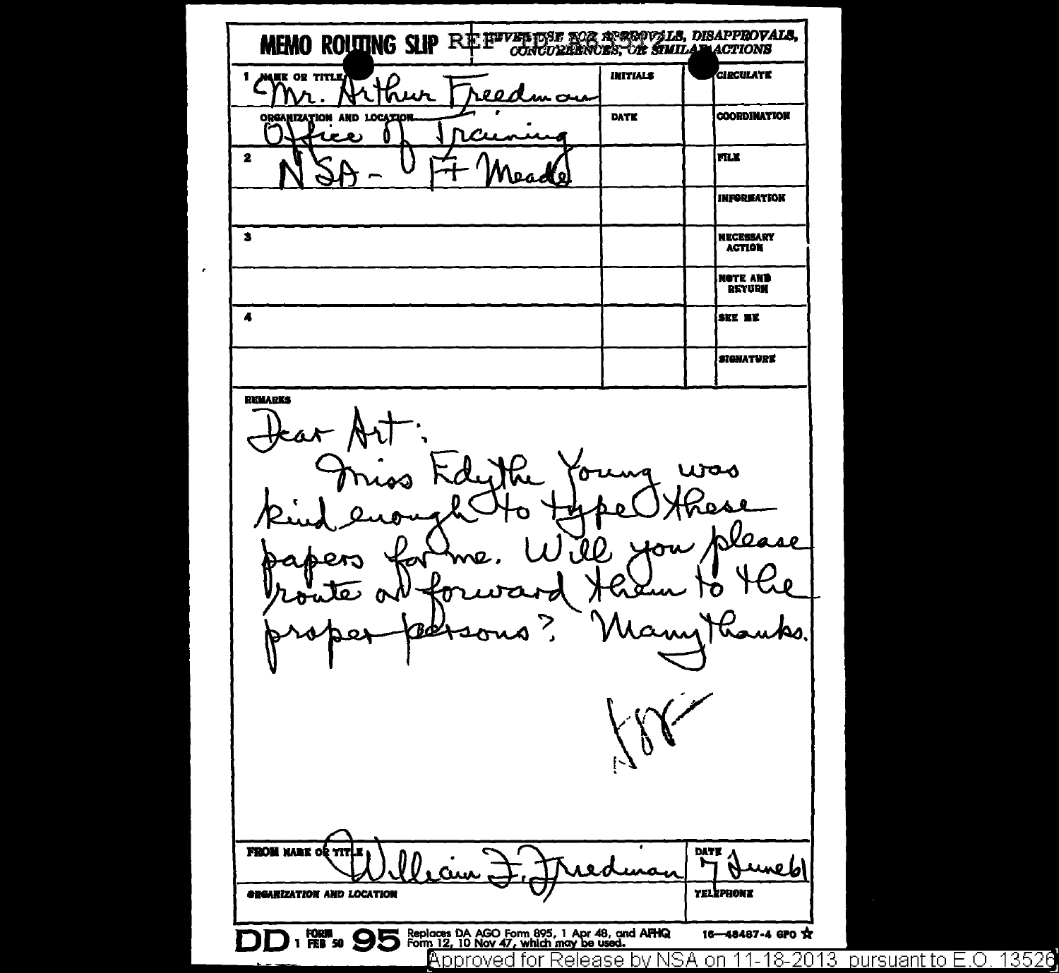**MEMO ROUTING SLIP** REF-ID:A62552

NEVER USE FOR APPROVALS, DISAPPROVALS, CONCURRENCES, OR SIMILAR ACTIONS

| NAME OR TITLE | INITIALS | | |
|---|---|---|---|
| 1 Mr. Arthur Freedman | | | CIRCULATE |
| ORGANIZATION AND LOCATION Office of Training | DATE | | COORDINATION |
| 2 NSA - Ft Meade | | | FILE |
| | | | INFORMATION |
| 3 | | | NECESSARY ACTION |
| | | | NOTE AND RETURN |
| 4 | | | SEE ME |
| | | | SIGNATURE |

REMARKS

Dear Art:

Miss Edythe Young was kind enough to type these papers for me. Will you please route or forward them to the proper persons? Many thanks.

WFF

FROM NAME OR TITLE William F. Friedman

DATE 7 June 61

ORGANIZATION AND LOCATION

TELEPHONE

DD FORM 1 FEB 50 95 Replaces DA AGO Form 895, 1 Apr 48, and AFHQ Form 12, 10 Nov 47, which may be used. 16—48487-4 GPO

Approved for Release by NSA on 11-18-2013 pursuant to E.O. 13526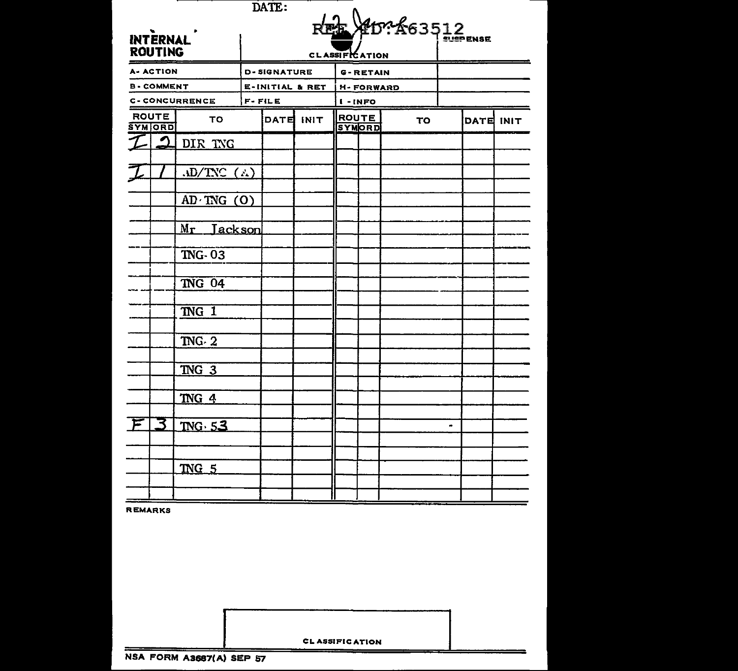DATE: 12 June

REF ID:A63512

**INTERNAL ROUTING**

CLASSIFICATION

SUSPENSE

| | | |
|---|---|---|
| A- ACTION | D- SIGNATURE | G- RETAIN |
| B- COMMENT | E- INITIAL & RET | H- FORWARD |
| C- CONCURRENCE | F- FILE | I -INFO |

| ROUTE SYM | ROUTE ORD | TO | DATE | INIT | ROUTE SYM | ROUTE ORD | TO | DATE | INIT |
|---|---|---|---|---|---|---|---|---|---|
| I | 2 | DIR TNG | | | | | | | |
| I | 1 | AD/TNG (A) | | | | | | | |
| | | AD TNG (O) | | | | | | | |
| | | Mr Jackson | | | | | | | |
| | | TNG-03 | | | | | | | |
| | | TNG 04 | | | | | | | |
| | | TNG 1 | | | | | | | |
| | | TNG-2 | | | | | | | |
| | | TNG 3 | | | | | | | |
| | | TNG 4 | | | | | | | |
| F | 3 | TNG-53 | | | | | | | |
| | | TNG 5 | | | | | | | |

REMARKS

CLASSIFICATION

NSA FORM A3687(A) SEP 57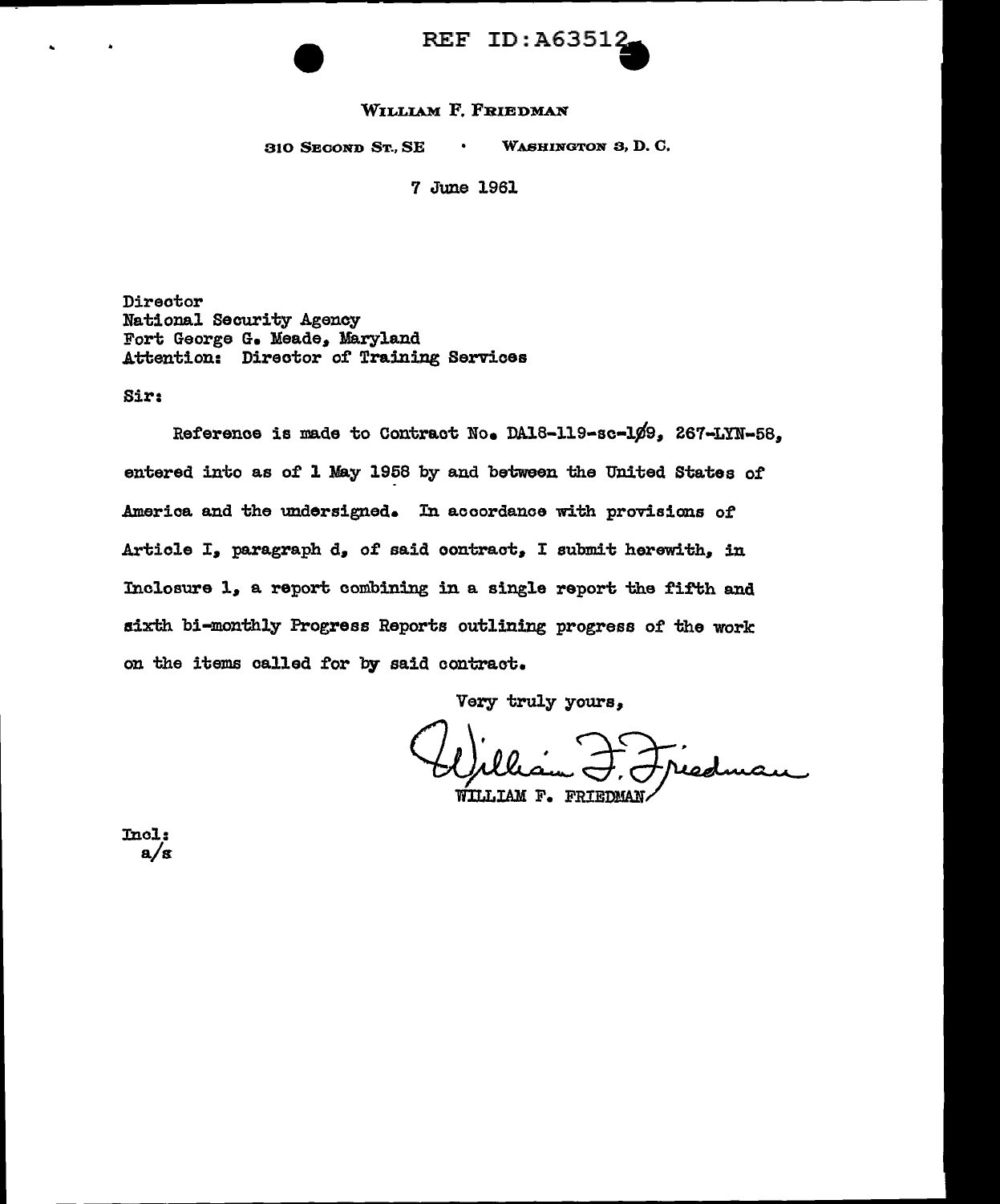REF ID:A63512

WILLIAM F. FRIEDMAN

310 SECOND ST., SE · WASHINGTON 3, D. C.

7 June 1961

Director
National Security Agency
Fort George G. Meade, Maryland
Attention: Director of Training Services

Sir:

Reference is made to Contract No. DA18-119-sc-1ø9, 267-LYN-58, entered into as of 1 May 1958 by and between the United States of America and the undersigned. In accordance with provisions of Article I, paragraph d, of said contract, I submit herewith, in Inclosure 1, a report combining in a single report the fifth and sixth bi-monthly Progress Reports outlining progress of the work on the items called for by said contract.

Very truly yours,

William F. Friedman

WILLIAM F. FRIEDMAN

Incl:
a/s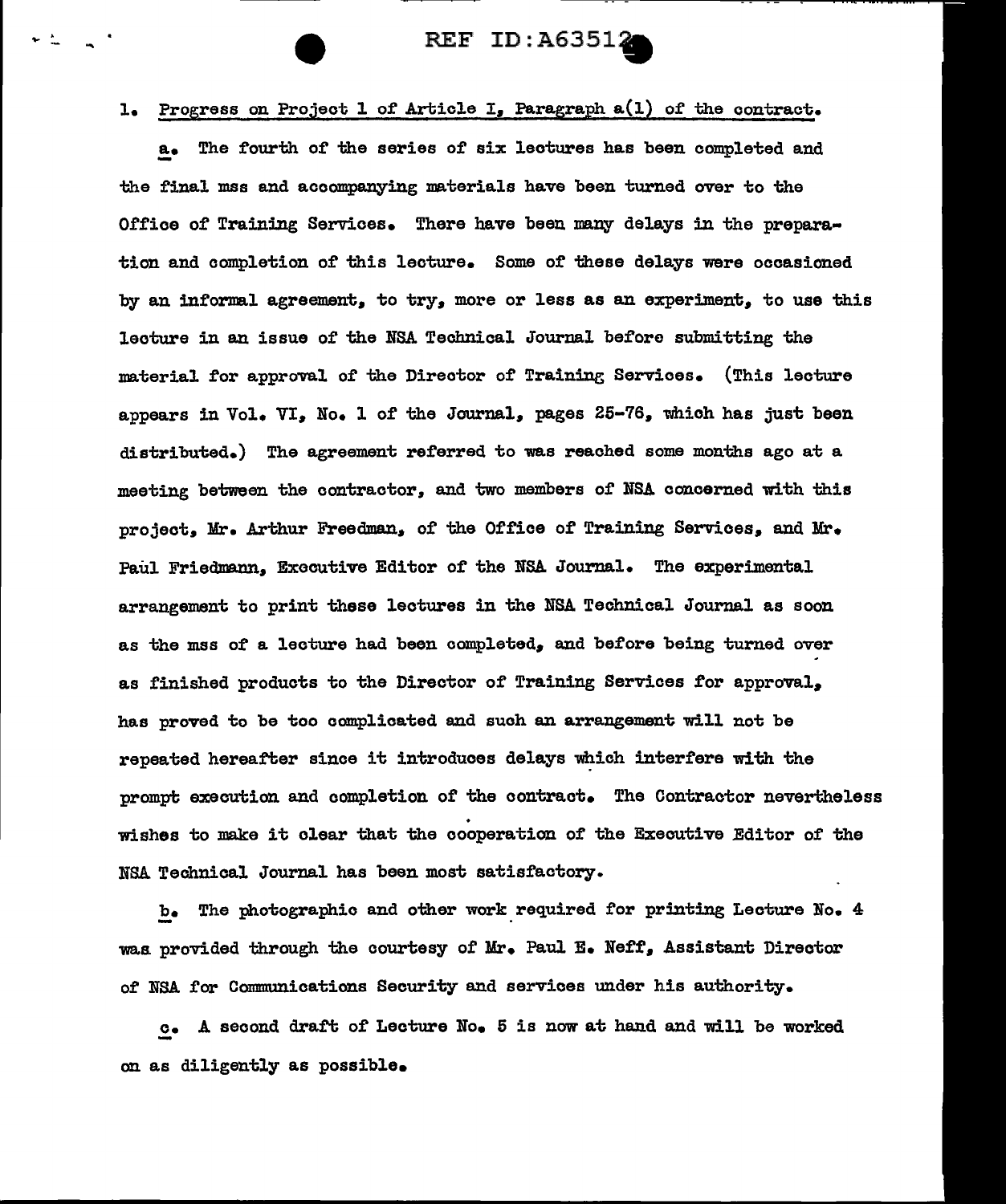1. Progress on Project 1 of Article I, Paragraph a(1) of the contract.

a. The fourth of the series of six lectures has been completed and the final mss and accompanying materials have been turned over to the Office of Training Services. There have been many delays in the preparation and completion of this lecture. Some of these delays were occasioned by an informal agreement, to try, more or less as an experiment, to use this lecture in an issue of the NSA Technical Journal before submitting the material for approval of the Director of Training Services. (This lecture appears in Vol. VI, No. 1 of the Journal, pages 25-76, which has just been distributed.) The agreement referred to was reached some months ago at a meeting between the contractor, and two members of NSA concerned with this project, Mr. Arthur Freedman, of the Office of Training Services, and Mr. Paül Friedmann, Executive Editor of the NSA Journal. The experimental arrangement to print these lectures in the NSA Technical Journal as soon as the mss of a lecture had been completed, and before being turned over as finished products to the Director of Training Services for approval, has proved to be too complicated and such an arrangement will not be repeated hereafter since it introduces delays which interfere with the prompt execution and completion of the contract. The Contractor nevertheless wishes to make it clear that the cooperation of the Executive Editor of the NSA Technical Journal has been most satisfactory.

b. The photographic and other work required for printing Lecture No. 4 was provided through the courtesy of Mr. Paul E. Neff, Assistant Director of NSA for Communications Security and services under his authority.

c. A second draft of Lecture No. 5 is now at hand and will be worked on as diligently as possible.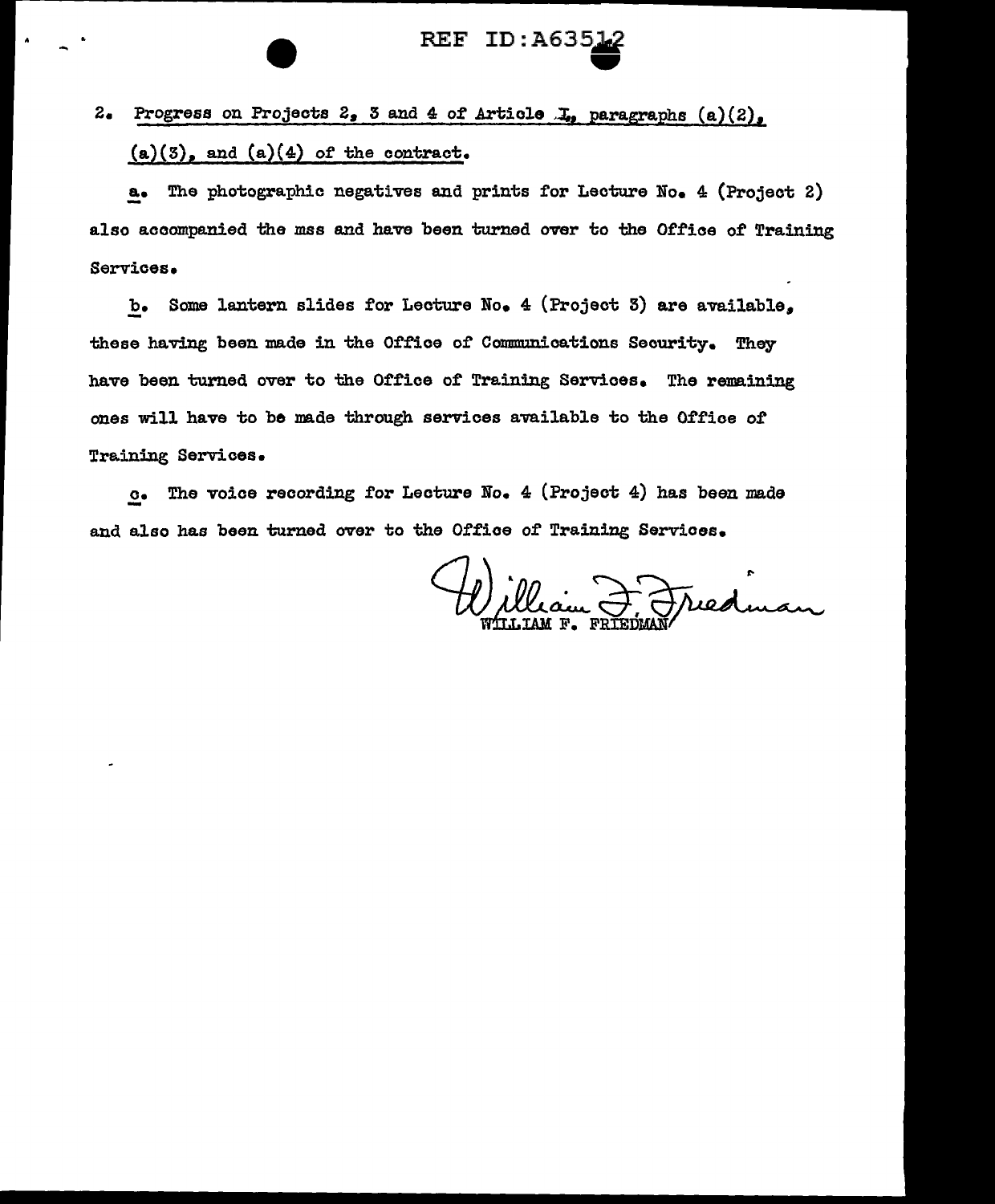2. Progress on Projects 2, 3 and 4 of Article I, paragraphs (a)(2), (a)(3), and (a)(4) of the contract.

a. The photographic negatives and prints for Lecture No. 4 (Project 2) also accompanied the mss and have been turned over to the Office of Training Services.

b. Some lantern slides for Lecture No. 4 (Project 3) are available, these having been made in the Office of Communications Security. They have been turned over to the Office of Training Services. The remaining ones will have to be made through services available to the Office of Training Services.

c. The voice recording for Lecture No. 4 (Project 4) has been made and also has been turned over to the Office of Training Services.

William F. Friedman
WILLIAM F. FRIEDMAN